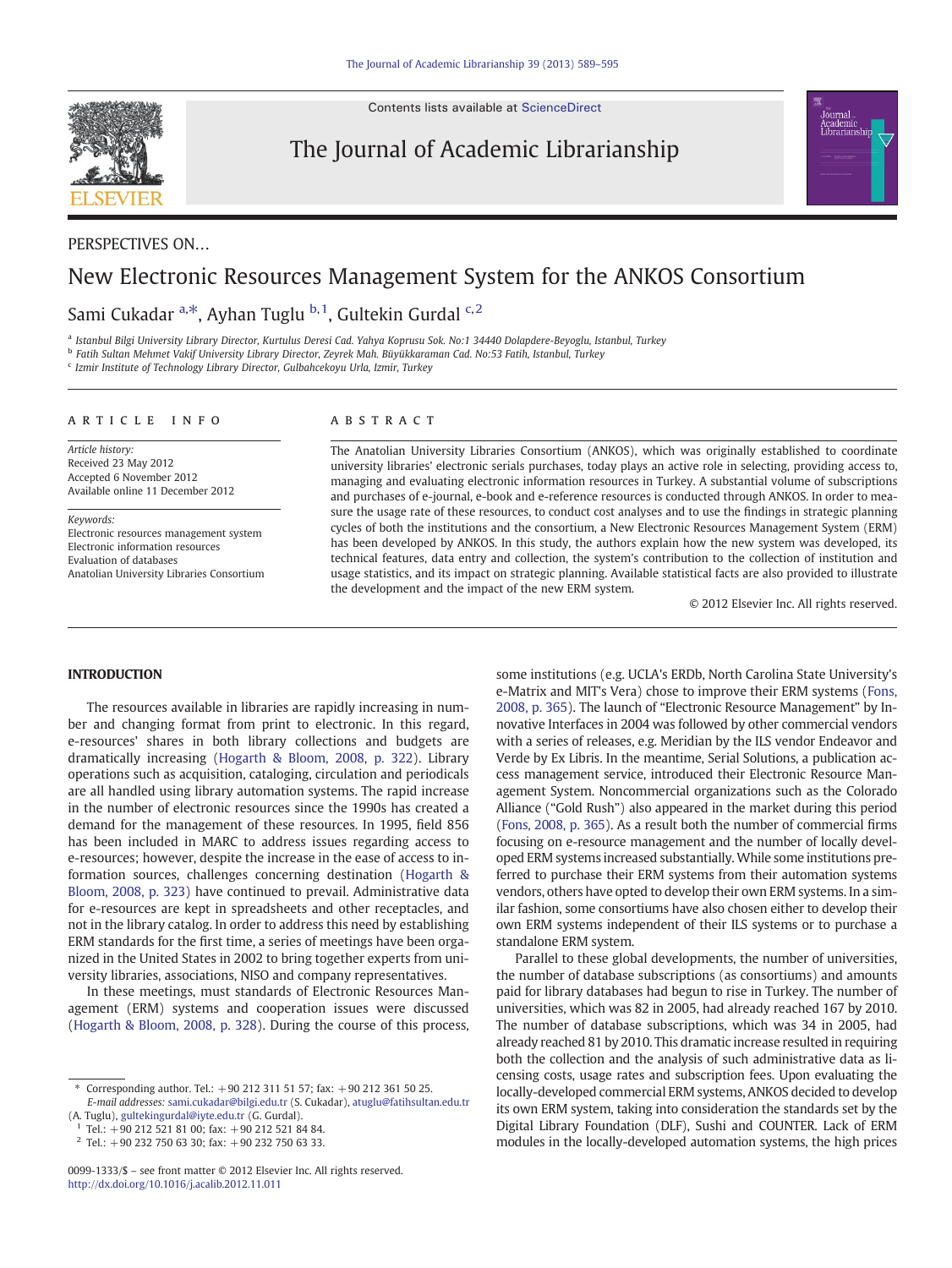Contents lists available at ScienceDirect

# The Journal of Academic Librarianship

PERSPECTIVES ON...

# New Electronic Resources Management System for the ANKOS Consortium

Sami Cukadar [a,*], Ayhan Tuglu [b,1], Gultekin Gurdal [c,2]

[a] Istanbul Bilgi University Library Director, Kurtulus Deresi Cad. Yahya Koprusu Sok. No:1 34440 Dolapdere-Beyoglu, Istanbul, Turkey

[b] Fatih Sultan Mehmet Vakif University Library Director, Zeyrek Mah. Büyükkaraman Cad. No:53 Fatih, Istanbul, Turkey

[c] Izmir Institute of Technology Library Director, Gulbahcekoyu Urla, Izmir, Turkey

## ARTICLE INFO

*Article history:*
Received 23 May 2012
Accepted 6 November 2012
Available online 11 December 2012

*Keywords:*
Electronic resources management system
Electronic information resources
Evaluation of databases
Anatolian University Libraries Consortium

## ABSTRACT

The Anatolian University Libraries Consortium (ANKOS), which was originally established to coordinate university libraries' electronic serials purchases, today plays an active role in selecting, providing access to, managing and evaluating electronic information resources in Turkey. A substantial volume of subscriptions and purchases of e-journal, e-book and e-reference resources is conducted through ANKOS. In order to measure the usage rate of these resources, to conduct cost analyses and to use the findings in strategic planning cycles of both the institutions and the consortium, a New Electronic Resources Management System (ERM) has been developed by ANKOS. In this study, the authors explain how the new system was developed, its technical features, data entry and collection, the system's contribution to the collection of institution and usage statistics, and its impact on strategic planning. Available statistical facts are also provided to illustrate the development and the impact of the new ERM system.

© 2012 Elsevier Inc. All rights reserved.

## INTRODUCTION

The resources available in libraries are rapidly increasing in number and changing format from print to electronic. In this regard, e-resources' shares in both library collections and budgets are dramatically increasing (Hogarth & Bloom, 2008, p. 322). Library operations such as acquisition, cataloging, circulation and periodicals are all handled using library automation systems. The rapid increase in the number of electronic resources since the 1990s has created a demand for the management of these resources. In 1995, field 856 has been included in MARC to address issues regarding access to e-resources; however, despite the increase in the ease of access to information sources, challenges concerning destination (Hogarth & Bloom, 2008, p. 323) have continued to prevail. Administrative data for e-resources are kept in spreadsheets and other receptacles, and not in the library catalog. In order to address this need by establishing ERM standards for the first time, a series of meetings have been organized in the United States in 2002 to bring together experts from university libraries, associations, NISO and company representatives.

In these meetings, must standards of Electronic Resources Management (ERM) systems and cooperation issues were discussed (Hogarth & Bloom, 2008, p. 328). During the course of this process, some institutions (e.g. UCLA's ERDb, North Carolina State University's e-Matrix and MIT's Vera) chose to improve their ERM systems (Fons, 2008, p. 365). The launch of "Electronic Resource Management" by Innovative Interfaces in 2004 was followed by other commercial vendors with a series of releases, e.g. Meridian by the ILS vendor Endeavor and Verde by Ex Libris. In the meantime, Serial Solutions, a publication access management service, introduced their Electronic Resource Management System. Noncommercial organizations such as the Colorado Alliance ("Gold Rush") also appeared in the market during this period (Fons, 2008, p. 365). As a result both the number of commercial firms focusing on e-resource management and the number of locally developed ERM systems increased substantially. While some institutions preferred to purchase their ERM systems from their automation systems vendors, others have opted to develop their own ERM systems. In a similar fashion, some consortiums have also chosen either to develop their own ERM systems independent of their ILS systems or to purchase a standalone ERM system.

Parallel to these global developments, the number of universities, the number of database subscriptions (as consortiums) and amounts paid for library databases had begun to rise in Turkey. The number of universities, which was 82 in 2005, had already reached 167 by 2010. The number of database subscriptions, which was 34 in 2005, had already reached 81 by 2010. This dramatic increase resulted in requiring both the collection and the analysis of such administrative data as licensing costs, usage rates and subscription fees. Upon evaluating the locally-developed commercial ERM systems, ANKOS decided to develop its own ERM system, taking into consideration the standards set by the Digital Library Foundation (DLF), Sushi and COUNTER. Lack of ERM modules in the locally-developed automation systems, the high prices

* Corresponding author. Tel.: +90 212 311 51 57; fax: +90 212 361 50 25.
*E-mail addresses:* sami.cukadar@bilgi.edu.tr (S. Cukadar), atuglu@fatihsultan.edu.tr (A. Tuglu), gultekingurdal@iyte.edu.tr (G. Gurdal).

[1] Tel.: +90 212 521 81 00; fax: +90 212 521 84 84.

[2] Tel.: +90 232 750 63 30; fax: +90 232 750 63 33.

0099-1333/$ – see front matter © 2012 Elsevier Inc. All rights reserved.
http://dx.doi.org/10.1016/j.acalib.2012.11.011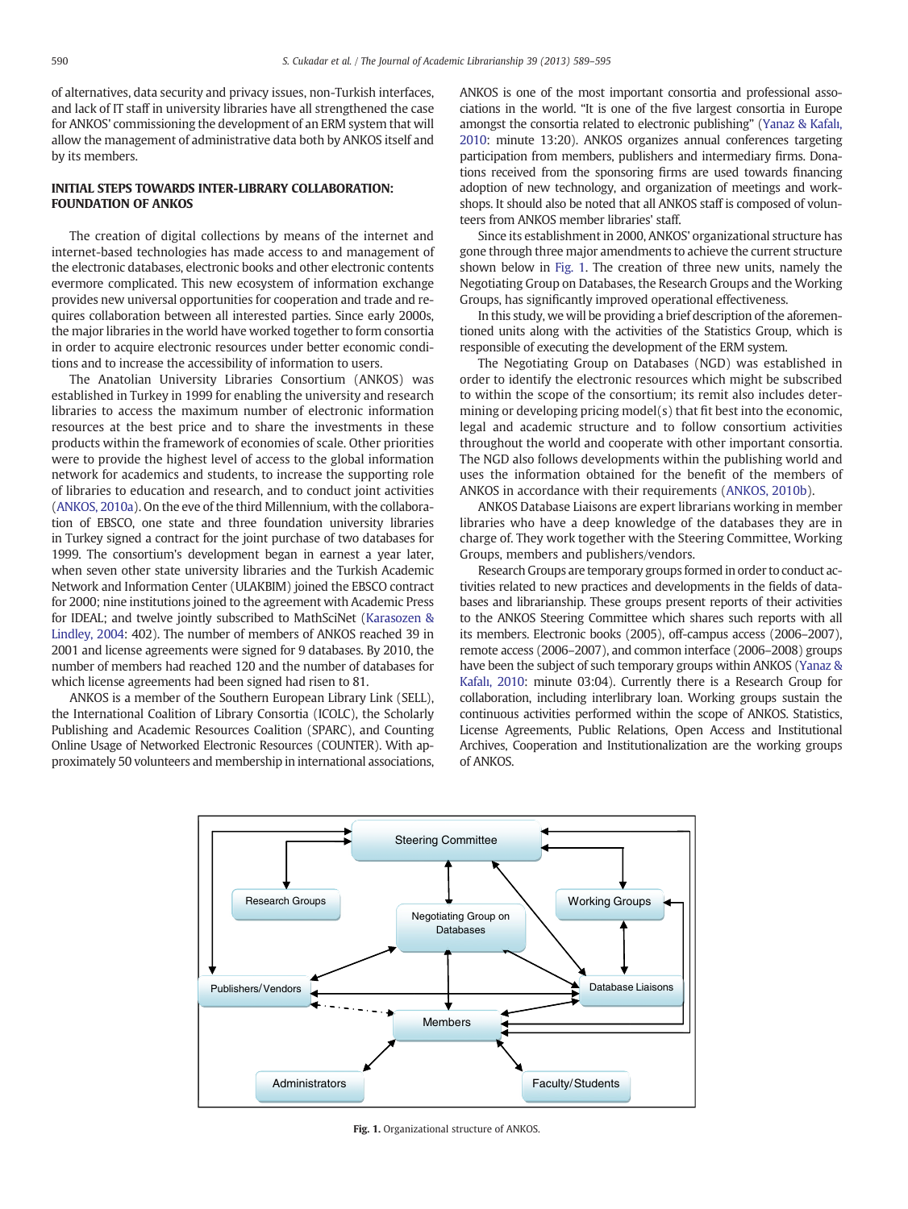of alternatives, data security and privacy issues, non-Turkish interfaces, and lack of IT staff in university libraries have all strengthened the case for ANKOS' commissioning the development of an ERM system that will allow the management of administrative data both by ANKOS itself and by its members.

## INITIAL STEPS TOWARDS INTER-LIBRARY COLLABORATION: FOUNDATION OF ANKOS

The creation of digital collections by means of the internet and internet-based technologies has made access to and management of the electronic databases, electronic books and other electronic contents evermore complicated. This new ecosystem of information exchange provides new universal opportunities for cooperation and trade and requires collaboration between all interested parties. Since early 2000s, the major libraries in the world have worked together to form consortia in order to acquire electronic resources under better economic conditions and to increase the accessibility of information to users.

The Anatolian University Libraries Consortium (ANKOS) was established in Turkey in 1999 for enabling the university and research libraries to access the maximum number of electronic information resources at the best price and to share the investments in these products within the framework of economies of scale. Other priorities were to provide the highest level of access to the global information network for academics and students, to increase the supporting role of libraries to education and research, and to conduct joint activities (ANKOS, 2010a). On the eve of the third Millennium, with the collaboration of EBSCO, one state and three foundation university libraries in Turkey signed a contract for the joint purchase of two databases for 1999. The consortium's development began in earnest a year later, when seven other state university libraries and the Turkish Academic Network and Information Center (ULAKBIM) joined the EBSCO contract for 2000; nine institutions joined to the agreement with Academic Press for IDEAL; and twelve jointly subscribed to MathSciNet (Karasozen & Lindley, 2004: 402). The number of members of ANKOS reached 39 in 2001 and license agreements were signed for 9 databases. By 2010, the number of members had reached 120 and the number of databases for which license agreements had been signed had risen to 81.

ANKOS is a member of the Southern European Library Link (SELL), the International Coalition of Library Consortia (ICOLC), the Scholarly Publishing and Academic Resources Coalition (SPARC), and Counting Online Usage of Networked Electronic Resources (COUNTER). With approximately 50 volunteers and membership in international associations, ANKOS is one of the most important consortia and professional associations in the world. "It is one of the five largest consortia in Europe amongst the consortia related to electronic publishing" (Yanaz & Kafalı, 2010: minute 13:20). ANKOS organizes annual conferences targeting participation from members, publishers and intermediary firms. Donations received from the sponsoring firms are used towards financing adoption of new technology, and organization of meetings and workshops. It should also be noted that all ANKOS staff is composed of volunteers from ANKOS member libraries' staff.

Since its establishment in 2000, ANKOS' organizational structure has gone through three major amendments to achieve the current structure shown below in Fig. 1. The creation of three new units, namely the Negotiating Group on Databases, the Research Groups and the Working Groups, has significantly improved operational effectiveness.

In this study, we will be providing a brief description of the aforementioned units along with the activities of the Statistics Group, which is responsible of executing the development of the ERM system.

The Negotiating Group on Databases (NGD) was established in order to identify the electronic resources which might be subscribed to within the scope of the consortium; its remit also includes determining or developing pricing model(s) that fit best into the economic, legal and academic structure and to follow consortium activities throughout the world and cooperate with other important consortia. The NGD also follows developments within the publishing world and uses the information obtained for the benefit of the members of ANKOS in accordance with their requirements (ANKOS, 2010b).

ANKOS Database Liaisons are expert librarians working in member libraries who have a deep knowledge of the databases they are in charge of. They work together with the Steering Committee, Working Groups, members and publishers/vendors.

Research Groups are temporary groups formed in order to conduct activities related to new practices and developments in the fields of databases and librarianship. These groups present reports of their activities to the ANKOS Steering Committee which shares such reports with all its members. Electronic books (2005), off-campus access (2006–2007), remote access (2006–2007), and common interface (2006–2008) groups have been the subject of such temporary groups within ANKOS (Yanaz & Kafalı, 2010: minute 03:04). Currently there is a Research Group for collaboration, including interlibrary loan. Working groups sustain the continuous activities performed within the scope of ANKOS. Statistics, License Agreements, Public Relations, Open Access and Institutional Archives, Cooperation and Institutionalization are the working groups of ANKOS.

**Fig. 1.** Organizational structure of ANKOS.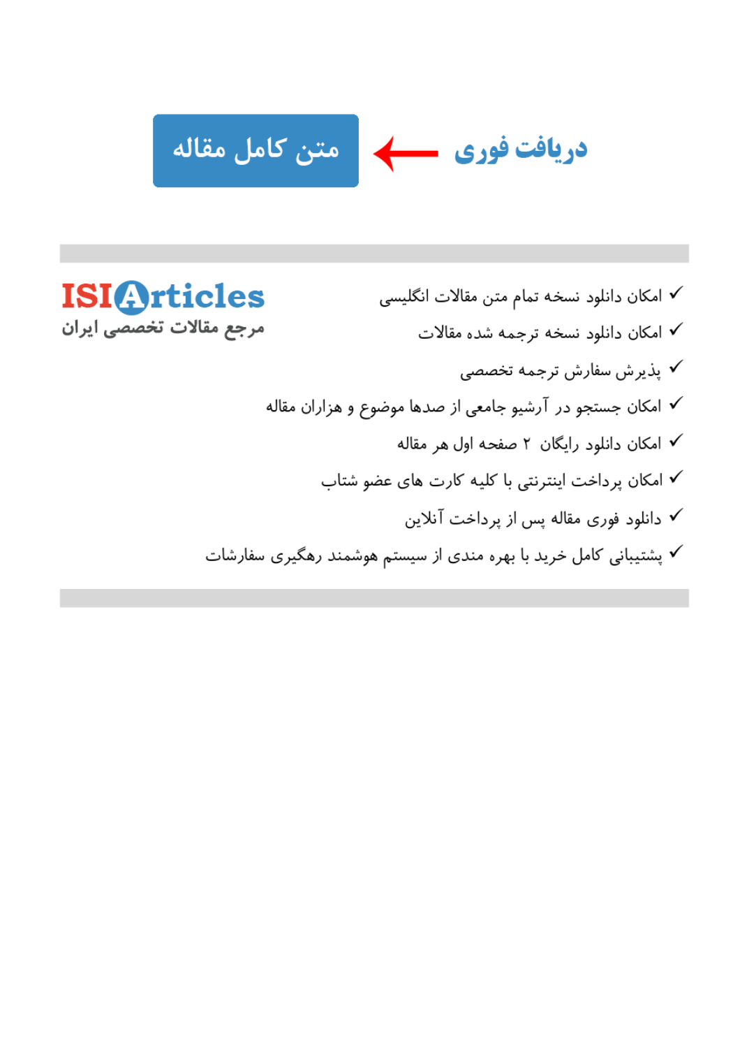متن کامل مقاله ← دریافت فوری

ISIArticles
مرجع مقالات تخصصی ایران

- ✓ امکان دانلود نسخه تمام متن مقالات انگلیسی
- ✓ امکان دانلود نسخه ترجمه شده مقالات
- ✓ پذیرش سفارش ترجمه تخصصی
- ✓ امکان جستجو در آرشیو جامعی از صدها موضوع و هزاران مقاله
- ✓ امکان دانلود رایگان ۲ صفحه اول هر مقاله
- ✓ امکان پرداخت اینترنتی با کلیه کارت های عضو شتاب
- ✓ دانلود فوری مقاله پس از پرداخت آنلاین
- ✓ پشتیبانی کامل خرید با بهره مندی از سیستم هوشمند رهگیری سفارشات